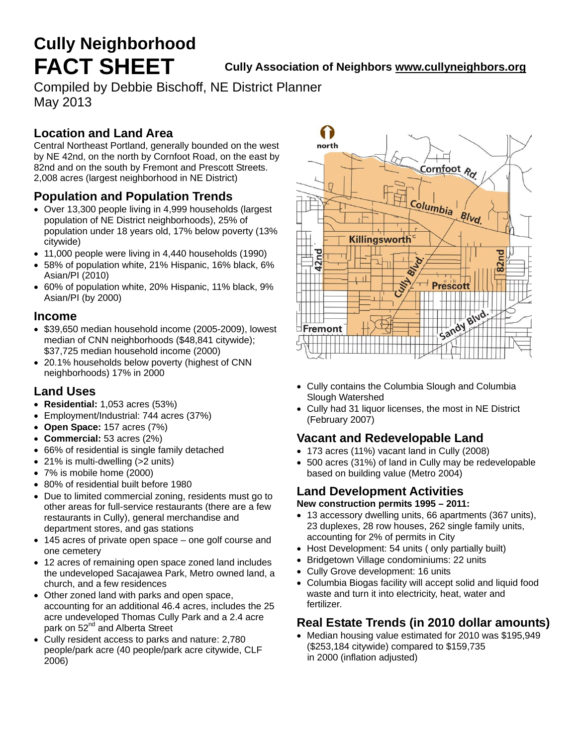# Cully Neighborhood FACT SHEET

**Cully Association of Neighbors www.cullyneighbors.org**

Compiled by Debbie Bischoff, NE District Planner
May 2013

## Location and Land Area

Central Northeast Portland, generally bounded on the west by NE 42nd, on the north by Cornfoot Road, on the east by 82nd and on the south by Fremont and Prescott Streets. 2,008 acres (largest neighborhood in NE District)

## Population and Population Trends

- Over 13,300 people living in 4,999 households (largest population of NE District neighborhoods), 25% of population under 18 years old, 17% below poverty (13% citywide)
- 11,000 people were living in 4,440 households (1990)
- 58% of population white, 21% Hispanic, 16% black, 6% Asian/PI (2010)
- 60% of population white, 20% Hispanic, 11% black, 9% Asian/PI (by 2000)

## Income

- $39,650 median household income (2005-2009), lowest median of CNN neighborhoods ($48,841 citywide); $37,725 median household income (2000)
- 20.1% households below poverty (highest of CNN neighborhoods) 17% in 2000

## Land Uses

- **Residential:** 1,053 acres (53%)
- Employment/Industrial: 744 acres (37%)
- **Open Space:** 157 acres (7%)
- **Commercial:** 53 acres (2%)
- 66% of residential is single family detached
- 21% is multi-dwelling (>2 units)
- 7% is mobile home (2000)
- 80% of residential built before 1980
- Due to limited commercial zoning, residents must go to other areas for full-service restaurants (there are a few restaurants in Cully), general merchandise and department stores, and gas stations
- 145 acres of private open space – one golf course and one cemetery
- 12 acres of remaining open space zoned land includes the undeveloped Sacajawea Park, Metro owned land, a church, and a few residences
- Other zoned land with parks and open space, accounting for an additional 46.4 acres, includes the 25 acre undeveloped Thomas Cully Park and a 2.4 acre park on 52nd and Alberta Street
- Cully resident access to parks and nature: 2,780 people/park acre (40 people/park acre citywide, CLF 2006)
- Cully contains the Columbia Slough and Columbia Slough Watershed
- Cully had 31 liquor licenses, the most in NE District (February 2007)

## Vacant and Redevelopable Land

- 173 acres (11%) vacant land in Cully (2008)
- 500 acres (31%) of land in Cully may be redevelopable based on building value (Metro 2004)

## Land Development Activities

**New construction permits 1995 – 2011:**

- 13 accessory dwelling units, 66 apartments (367 units), 23 duplexes, 28 row houses, 262 single family units, accounting for 2% of permits in City
- Host Development: 54 units ( only partially built)
- Bridgetown Village condominiums: 22 units
- Cully Grove development: 16 units
- Columbia Biogas facility will accept solid and liquid food waste and turn it into electricity, heat, water and fertilizer.

## Real Estate Trends (in 2010 dollar amounts)

- Median housing value estimated for 2010 was $195,949 ($253,184 citywide) compared to $159,735 in 2000 (inflation adjusted)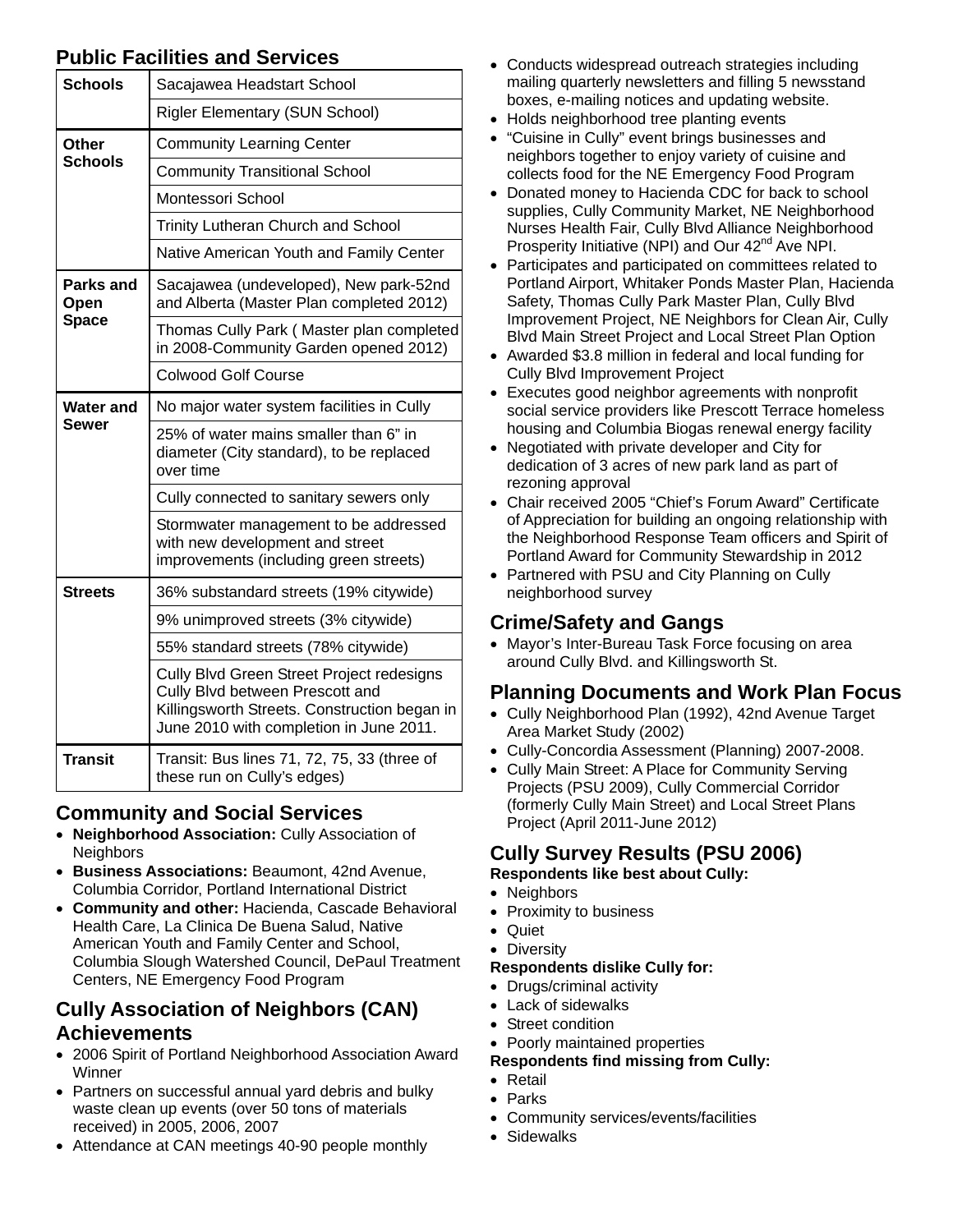## Public Facilities and Services

| | | 
|---|---|
| **Schools** | Sacajawea Headstart School |
| | Rigler Elementary (SUN School) |
| **Other Schools** | Community Learning Center |
| | Community Transitional School |
| | Montessori School |
| | Trinity Lutheran Church and School |
| | Native American Youth and Family Center |
| **Parks and Open Space** | Sacajawea (undeveloped), New park-52nd and Alberta (Master Plan completed 2012) |
| | Thomas Cully Park ( Master plan completed in 2008-Community Garden opened 2012) |
| | Colwood Golf Course |
| **Water and Sewer** | No major water system facilities in Cully |
| | 25% of water mains smaller than 6" in diameter (City standard), to be replaced over time |
| | Cully connected to sanitary sewers only |
| | Stormwater management to be addressed with new development and street improvements (including green streets) |
| **Streets** | 36% substandard streets (19% citywide) |
| | 9% unimproved streets (3% citywide) |
| | 55% standard streets (78% citywide) |
| | Cully Blvd Green Street Project redesigns Cully Blvd between Prescott and Killingsworth Streets. Construction began in June 2010 with completion in June 2011. |
| **Transit** | Transit: Bus lines 71, 72, 75, 33 (three of these run on Cully's edges) |

## Community and Social Services

- **Neighborhood Association:** Cully Association of Neighbors
- **Business Associations:** Beaumont, 42nd Avenue, Columbia Corridor, Portland International District
- **Community and other:** Hacienda, Cascade Behavioral Health Care, La Clinica De Buena Salud, Native American Youth and Family Center and School, Columbia Slough Watershed Council, DePaul Treatment Centers, NE Emergency Food Program

## Cully Association of Neighbors (CAN) Achievements

- 2006 Spirit of Portland Neighborhood Association Award Winner
- Partners on successful annual yard debris and bulky waste clean up events (over 50 tons of materials received) in 2005, 2006, 2007
- Attendance at CAN meetings 40-90 people monthly
- Conducts widespread outreach strategies including mailing quarterly newsletters and filling 5 newsstand boxes, e-mailing notices and updating website.
- Holds neighborhood tree planting events
- "Cuisine in Cully" event brings businesses and neighbors together to enjoy variety of cuisine and collects food for the NE Emergency Food Program
- Donated money to Hacienda CDC for back to school supplies, Cully Community Market, NE Neighborhood Nurses Health Fair, Cully Blvd Alliance Neighborhood Prosperity Initiative (NPI) and Our 42nd Ave NPI.
- Participates and participated on committees related to Portland Airport, Whitaker Ponds Master Plan, Hacienda Safety, Thomas Cully Park Master Plan, Cully Blvd Improvement Project, NE Neighbors for Clean Air, Cully Blvd Main Street Project and Local Street Plan Option
- Awarded $3.8 million in federal and local funding for Cully Blvd Improvement Project
- Executes good neighbor agreements with nonprofit social service providers like Prescott Terrace homeless housing and Columbia Biogas renewal energy facility
- Negotiated with private developer and City for dedication of 3 acres of new park land as part of rezoning approval
- Chair received 2005 "Chief's Forum Award" Certificate of Appreciation for building an ongoing relationship with the Neighborhood Response Team officers and Spirit of Portland Award for Community Stewardship in 2012
- Partnered with PSU and City Planning on Cully neighborhood survey

## Crime/Safety and Gangs

- Mayor's Inter-Bureau Task Force focusing on area around Cully Blvd. and Killingsworth St.

## Planning Documents and Work Plan Focus

- Cully Neighborhood Plan (1992), 42nd Avenue Target Area Market Study (2002)
- Cully-Concordia Assessment (Planning) 2007-2008.
- Cully Main Street: A Place for Community Serving Projects (PSU 2009), Cully Commercial Corridor (formerly Cully Main Street) and Local Street Plans Project (April 2011-June 2012)

## Cully Survey Results (PSU 2006)

**Respondents like best about Cully:**
- Neighbors
- Proximity to business
- Quiet
- Diversity

**Respondents dislike Cully for:**
- Drugs/criminal activity
- Lack of sidewalks
- Street condition
- Poorly maintained properties

**Respondents find missing from Cully:**
- Retail
- Parks
- Community services/events/facilities
- Sidewalks